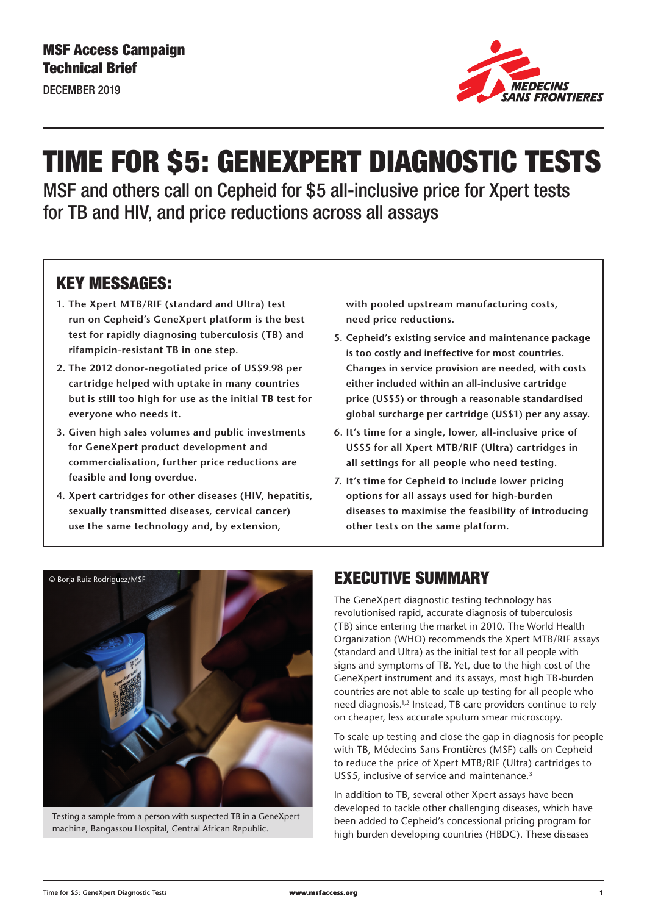MSF Access Campaign Technical Brief

DECEMBER 2019

# TIME FOR $5: GENEXPERT DIAGNOSTIC TESTS

MSF and others call on Cepheid for $5 all-inclusive price for Xpert tests for TB and HIV, and price reductions across all assays

## KEY MESSAGES:

1. **The Xpert MTB/RIF (standard and Ultra) test run on Cepheid's GeneXpert platform is the best test for rapidly diagnosing tuberculosis (TB) and rifampicin-resistant TB in one step.**
2. **The 2012 donor-negotiated price of US$9.98 per cartridge helped with uptake in many countries but is still too high for use as the initial TB test for everyone who needs it.**
3. **Given high sales volumes and public investments for GeneXpert product development and commercialisation, further price reductions are feasible and long overdue.**
4. **Xpert cartridges for other diseases (HIV, hepatitis, sexually transmitted diseases, cervical cancer) use the same technology and, by extension, with pooled upstream manufacturing costs, need price reductions.**
5. **Cepheid's existing service and maintenance package is too costly and ineffective for most countries. Changes in service provision are needed, with costs either included within an all-inclusive cartridge price (US$5) or through a reasonable standardised global surcharge per cartridge (US$1) per any assay.**
6. **It's time for a single, lower, all-inclusive price of US$5 for all Xpert MTB/RIF (Ultra) cartridges in all settings for all people who need testing.**
7. **It's time for Cepheid to include lower pricing options for all assays used for high-burden diseases to maximise the feasibility of introducing other tests on the same platform.**

© Borja Ruiz Rodriguez/MSF

Testing a sample from a person with suspected TB in a GeneXpert machine, Bangassou Hospital, Central African Republic.

## EXECUTIVE SUMMARY

The GeneXpert diagnostic testing technology has revolutionised rapid, accurate diagnosis of tuberculosis (TB) since entering the market in 2010. The World Health Organization (WHO) recommends the Xpert MTB/RIF assays (standard and Ultra) as the initial test for all people with signs and symptoms of TB. Yet, due to the high cost of the GeneXpert instrument and its assays, most high TB-burden countries are not able to scale up testing for all people who need diagnosis.[1,2] Instead, TB care providers continue to rely on cheaper, less accurate sputum smear microscopy.

To scale up testing and close the gap in diagnosis for people with TB, Médecins Sans Frontières (MSF) calls on Cepheid to reduce the price of Xpert MTB/RIF (Ultra) cartridges to US$5, inclusive of service and maintenance.[3]

In addition to TB, several other Xpert assays have been developed to tackle other challenging diseases, which have been added to Cepheid's concessional pricing program for high burden developing countries (HBDC). These diseases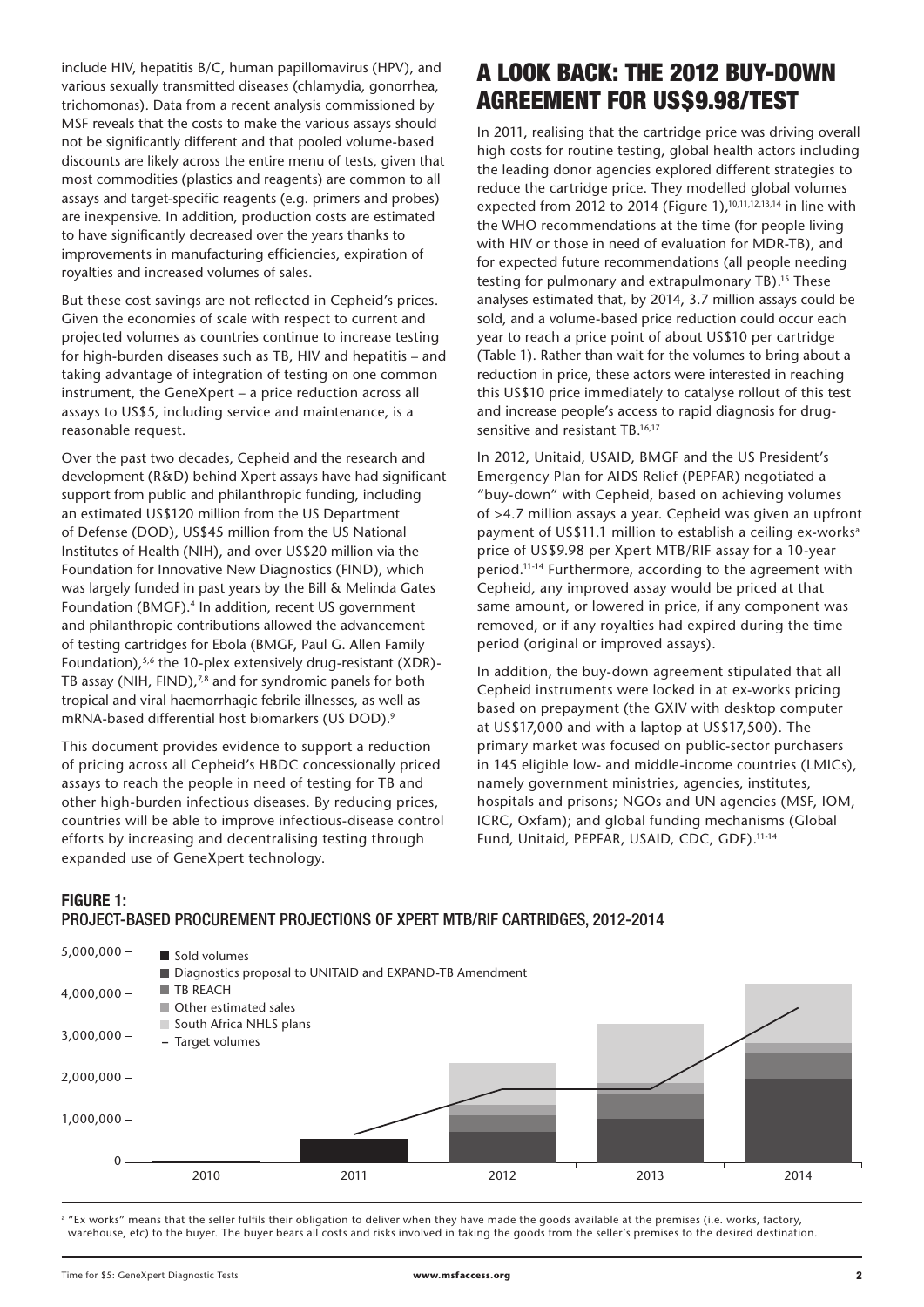include HIV, hepatitis B/C, human papillomavirus (HPV), and various sexually transmitted diseases (chlamydia, gonorrhea, trichomonas). Data from a recent analysis commissioned by MSF reveals that the costs to make the various assays should not be significantly different and that pooled volume-based discounts are likely across the entire menu of tests, given that most commodities (plastics and reagents) are common to all assays and target-specific reagents (e.g. primers and probes) are inexpensive. In addition, production costs are estimated to have significantly decreased over the years thanks to improvements in manufacturing efficiencies, expiration of royalties and increased volumes of sales.

But these cost savings are not reflected in Cepheid's prices. Given the economies of scale with respect to current and projected volumes as countries continue to increase testing for high-burden diseases such as TB, HIV and hepatitis – and taking advantage of integration of testing on one common instrument, the GeneXpert – a price reduction across all assays to US$5, including service and maintenance, is a reasonable request.

Over the past two decades, Cepheid and the research and development (R&D) behind Xpert assays have had significant support from public and philanthropic funding, including an estimated US$120 million from the US Department of Defense (DOD), US$45 million from the US National Institutes of Health (NIH), and over US$20 million via the Foundation for Innovative New Diagnostics (FIND), which was largely funded in past years by the Bill & Melinda Gates Foundation (BMGF).[4] In addition, recent US government and philanthropic contributions allowed the advancement of testing cartridges for Ebola (BMGF, Paul G. Allen Family Foundation),[5,6] the 10-plex extensively drug-resistant (XDR)-TB assay (NIH, FIND),[7,8] and for syndromic panels for both tropical and viral haemorrhagic febrile illnesses, as well as mRNA-based differential host biomarkers (US DOD).[9]

This document provides evidence to support a reduction of pricing across all Cepheid's HBDC concessionally priced assays to reach the people in need of testing for TB and other high-burden infectious diseases. By reducing prices, countries will be able to improve infectious-disease control efforts by increasing and decentralising testing through expanded use of GeneXpert technology.

## A LOOK BACK: THE 2012 BUY-DOWN AGREEMENT FOR US$9.98/TEST

In 2011, realising that the cartridge price was driving overall high costs for routine testing, global health actors including the leading donor agencies explored different strategies to reduce the cartridge price. They modelled global volumes expected from 2012 to 2014 (Figure 1),[10,11,12,13,14] in line with the WHO recommendations at the time (for people living with HIV or those in need of evaluation for MDR-TB), and for expected future recommendations (all people needing testing for pulmonary and extrapulmonary TB).[15] These analyses estimated that, by 2014, 3.7 million assays could be sold, and a volume-based price reduction could occur each year to reach a price point of about US$10 per cartridge (Table 1). Rather than wait for the volumes to bring about a reduction in price, these actors were interested in reaching this US$10 price immediately to catalyse rollout of this test and increase people's access to rapid diagnosis for drug-sensitive and resistant TB.[16,17]

In 2012, Unitaid, USAID, BMGF and the US President's Emergency Plan for AIDS Relief (PEPFAR) negotiated a "buy-down" with Cepheid, based on achieving volumes of >4.7 million assays a year. Cepheid was given an upfront payment of US$11.1 million to establish a ceiling ex-works[a] price of US$9.98 per Xpert MTB/RIF assay for a 10-year period.[11-14] Furthermore, according to the agreement with Cepheid, any improved assay would be priced at that same amount, or lowered in price, if any component was removed, or if any royalties had expired during the time period (original or improved assays).

In addition, the buy-down agreement stipulated that all Cepheid instruments were locked in at ex-works pricing based on prepayment (the GXIV with desktop computer at US$17,000 and with a laptop at US$17,500). The primary market was focused on public-sector purchasers in 145 eligible low- and middle-income countries (LMICs), namely government ministries, agencies, institutes, hospitals and prisons; NGOs and UN agencies (MSF, IOM, ICRC, Oxfam); and global funding mechanisms (Global Fund, Unitaid, PEPFAR, USAID, CDC, GDF).[11-14]

**FIGURE 1:**
PROJECT-BASED PROCUREMENT PROJECTIONS OF XPERT MTB/RIF CARTRIDGES, 2012-2014

[a] "Ex works" means that the seller fulfils their obligation to deliver when they have made the goods available at the premises (i.e. works, factory, warehouse, etc) to the buyer. The buyer bears all costs and risks involved in taking the goods from the seller's premises to the desired destination.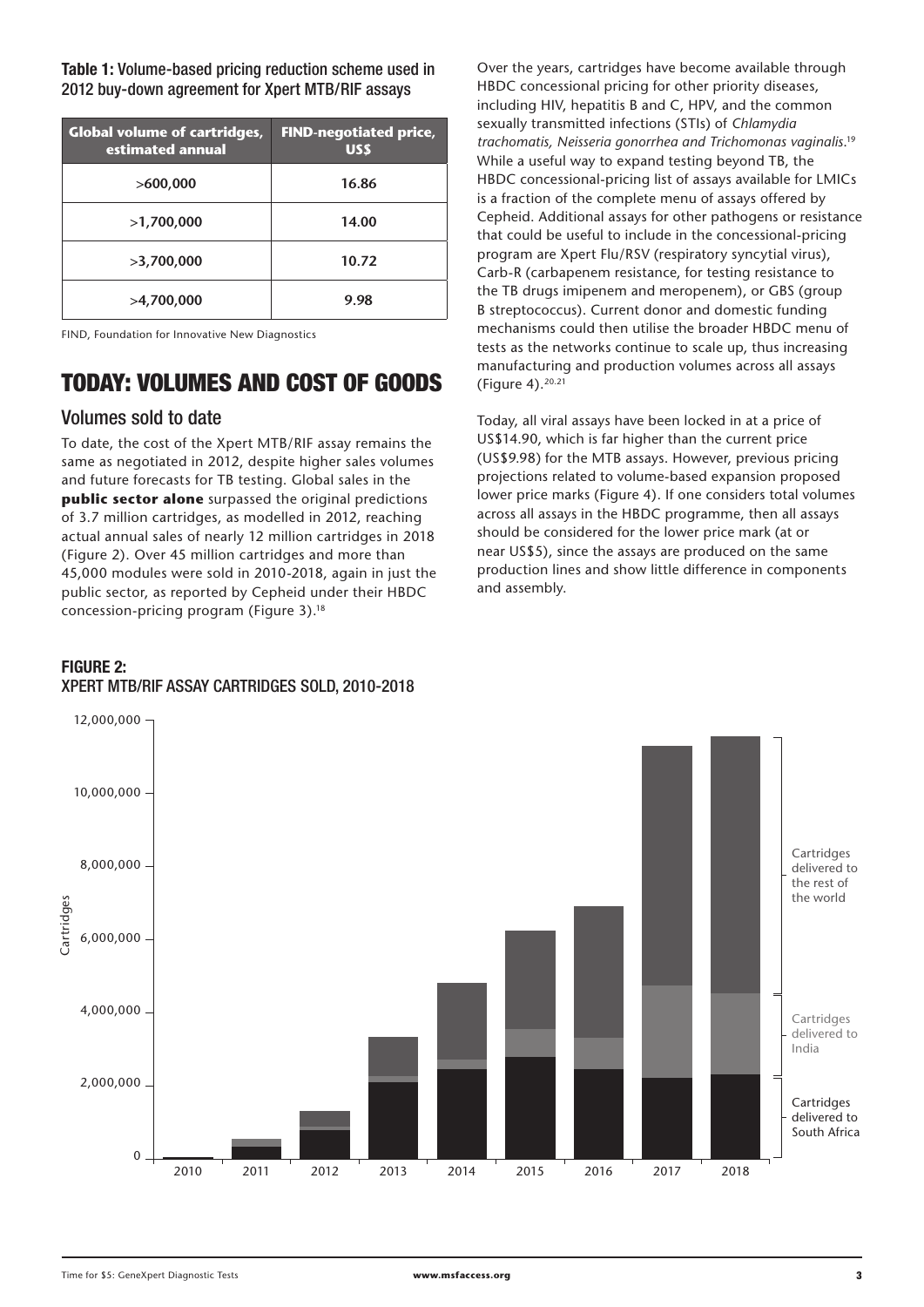**Table 1:** Volume-based pricing reduction scheme used in 2012 buy-down agreement for Xpert MTB/RIF assays

| Global volume of cartridges, estimated annual | FIND-negotiated price, US$ |
|---|---|
| >600,000 | 16.86 |
| >1,700,000 | 14.00 |
| >3,700,000 | 10.72 |
| >4,700,000 | 9.98 |

FIND, Foundation for Innovative New Diagnostics

## TODAY: VOLUMES AND COST OF GOODS

### Volumes sold to date

To date, the cost of the Xpert MTB/RIF assay remains the same as negotiated in 2012, despite higher sales volumes and future forecasts for TB testing. Global sales in the **public sector alone** surpassed the original predictions of 3.7 million cartridges, as modelled in 2012, reaching actual annual sales of nearly 12 million cartridges in 2018 (Figure 2). Over 45 million cartridges and more than 45,000 modules were sold in 2010-2018, again in just the public sector, as reported by Cepheid under their HBDC concession-pricing program (Figure 3).[18]

Over the years, cartridges have become available through HBDC concessional pricing for other priority diseases, including HIV, hepatitis B and C, HPV, and the common sexually transmitted infections (STIs) of *Chlamydia trachomatis, Neisseria gonorrhea and Trichomonas vaginalis*.[19] While a useful way to expand testing beyond TB, the HBDC concessional-pricing list of assays available for LMICs is a fraction of the complete menu of assays offered by Cepheid. Additional assays for other pathogens or resistance that could be useful to include in the concessional-pricing program are Xpert Flu/RSV (respiratory syncytial virus), Carb-R (carbapenem resistance, for testing resistance to the TB drugs imipenem and meropenem), or GBS (group B streptococcus). Current donor and domestic funding mechanisms could then utilise the broader HBDC menu of tests as the networks continue to scale up, thus increasing manufacturing and production volumes across all assays (Figure 4).[20,21]

Today, all viral assays have been locked in at a price of US$14.90, which is far higher than the current price (US$9.98) for the MTB assays. However, previous pricing projections related to volume-based expansion proposed lower price marks (Figure 4). If one considers total volumes across all assays in the HBDC programme, then all assays should be considered for the lower price mark (at or near US$5), since the assays are produced on the same production lines and show little difference in components and assembly.

**FIGURE 2:**
XPERT MTB/RIF ASSAY CARTRIDGES SOLD, 2010-2018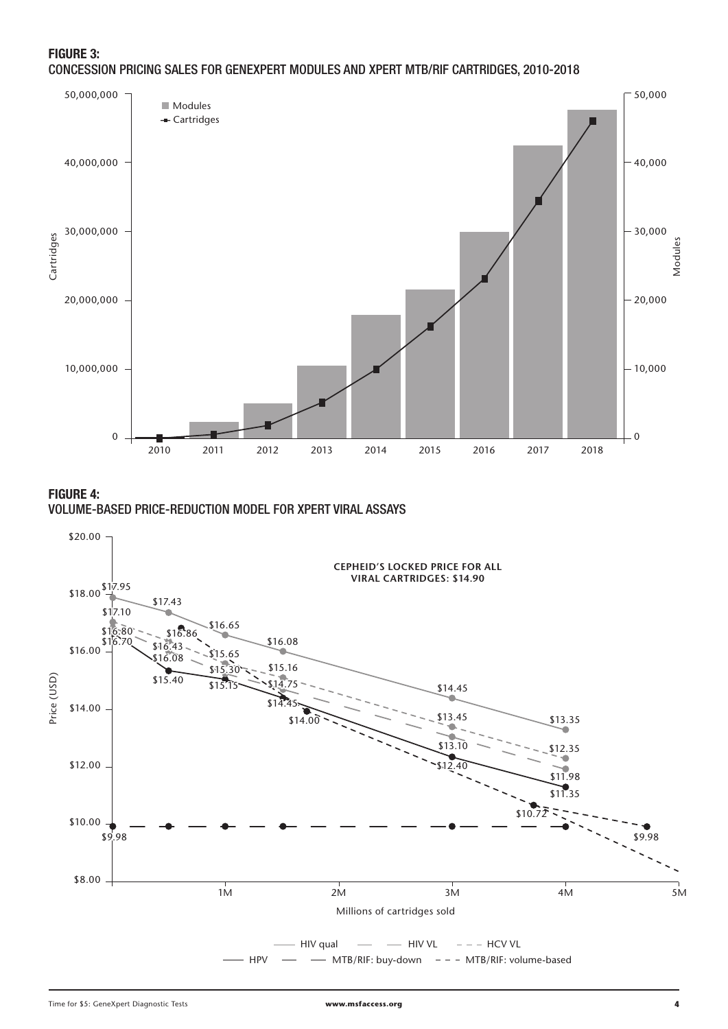**FIGURE 3:**
CONCESSION PRICING SALES FOR GENEXPERT MODULES AND XPERT MTB/RIF CARTRIDGES, 2010-2018

**FIGURE 4:**
VOLUME-BASED PRICE-REDUCTION MODEL FOR XPERT VIRAL ASSAYS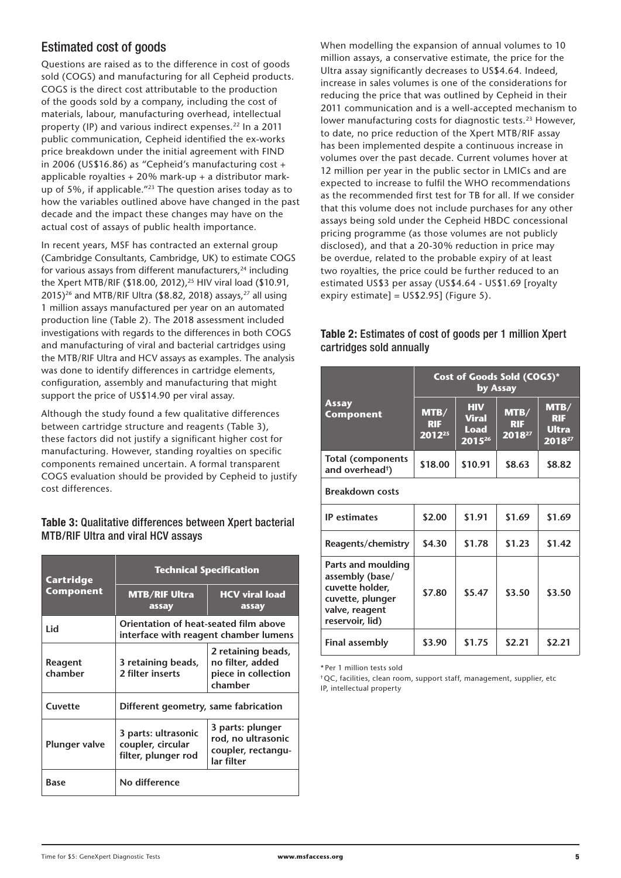## Estimated cost of goods

Questions are raised as to the difference in cost of goods sold (COGS) and manufacturing for all Cepheid products. COGS is the direct cost attributable to the production of the goods sold by a company, including the cost of materials, labour, manufacturing overhead, intellectual property (IP) and various indirect expenses.[22] In a 2011 public communication, Cepheid identified the ex-works price breakdown under the initial agreement with FIND in 2006 (US$16.86) as "Cepheid's manufacturing cost + applicable royalties + 20% mark-up + a distributor mark-up of 5%, if applicable."[23] The question arises today as to how the variables outlined above have changed in the past decade and the impact these changes may have on the actual cost of assays of public health importance.

In recent years, MSF has contracted an external group (Cambridge Consultants, Cambridge, UK) to estimate COGS for various assays from different manufacturers,[24] including the Xpert MTB/RIF ($18.00, 2012),[25] HIV viral load ($10.91, 2015)[26] and MTB/RIF Ultra ($8.82, 2018) assays,[27] all using 1 million assays manufactured per year on an automated production line (Table 2). The 2018 assessment included investigations with regards to the differences in both COGS and manufacturing of viral and bacterial cartridges using the MTB/RIF Ultra and HCV assays as examples. The analysis was done to identify differences in cartridge elements, configuration, assembly and manufacturing that might support the price of US$14.90 per viral assay.

Although the study found a few qualitative differences between cartridge structure and reagents (Table 3), these factors did not justify a significant higher cost for manufacturing. However, standing royalties on specific components remained uncertain. A formal transparent COGS evaluation should be provided by Cepheid to justify cost differences.

**Table 3:** Qualitative differences between Xpert bacterial MTB/RIF Ultra and viral HCV assays

| Cartridge Component | Technical Specification | |
|---|---|---|
| | **MTB/RIF Ultra assay** | **HCV viral load assay** |
| **Lid** | Orientation of heat-seated film above interface with reagent chamber lumens | |
| **Reagent chamber** | 3 retaining beads, 2 filter inserts | 2 retaining beads, no filter, added piece in collection chamber |
| **Cuvette** | Different geometry, same fabrication | |
| **Plunger valve** | 3 parts: ultrasonic coupler, circular filter, plunger rod | 3 parts: plunger rod, no ultrasonic coupler, rectangular filter |
| **Base** | No difference | |

When modelling the expansion of annual volumes to 10 million assays, a conservative estimate, the price for the Ultra assay significantly decreases to US$4.64. Indeed, increase in sales volumes is one of the considerations for reducing the price that was outlined by Cepheid in their 2011 communication and is a well-accepted mechanism to lower manufacturing costs for diagnostic tests.[23] However, to date, no price reduction of the Xpert MTB/RIF assay has been implemented despite a continuous increase in volumes over the past decade. Current volumes hover at 12 million per year in the public sector in LMICs and are expected to increase to fulfil the WHO recommendations as the recommended first test for TB for all. If we consider that this volume does not include purchases for any other assays being sold under the Cepheid HBDC concessional pricing programme (as those volumes are not publicly disclosed), and that a 20-30% reduction in price may be overdue, related to the probable expiry of at least two royalties, the price could be further reduced to an estimated US$3 per assay (US$4.64 - US$1.69 [royalty expiry estimate] = US$2.95] (Figure 5).

**Table 2:** Estimates of cost of goods per 1 million Xpert cartridges sold annually

| Assay Component | Cost of Goods Sold (COGS)* by Assay | | | |
|---|---|---|---|---|
| | **MTB/RIF 2012[25]** | **HIV Viral Load 2015[26]** | **MTB/RIF 2018[27]** | **MTB/RIF Ultra 2018[27]** |
| **Total (components and overhead†)** | **$18.00** | **$10.91** | **$8.63** | **$8.82** |
| **Breakdown costs** | | | | |
| **IP estimates** | **$2.00** | **$1.91** | **$1.69** | **$1.69** |
| **Reagents/chemistry** | **$4.30** | **$1.78** | **$1.23** | **$1.42** |
| **Parts and moulding assembly (base/cuvette holder, cuvette, plunger valve, reagent reservoir, lid)** | **$7.80** | **$5.47** | **$3.50** | **$3.50** |
| **Final assembly** | **$3.90** | **$1.75** | **$2.21** | **$2.21** |

\* Per 1 million tests sold
† QC, facilities, clean room, support staff, management, supplier, etc
IP, intellectual property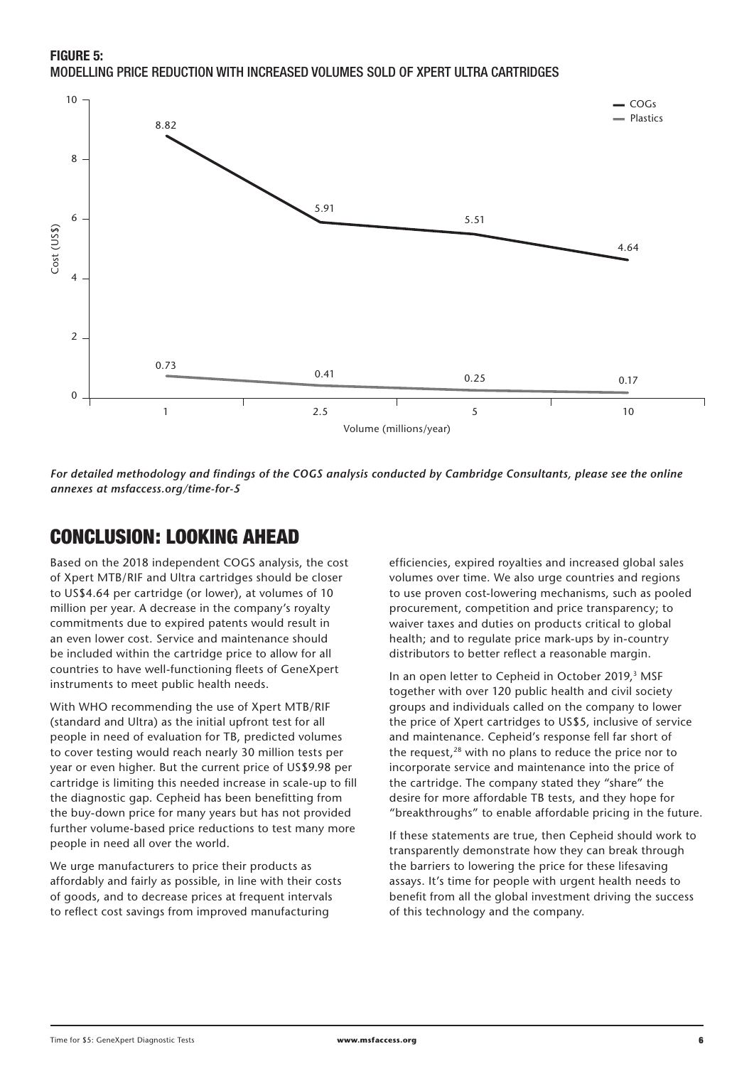**FIGURE 5:**
MODELLING PRICE REDUCTION WITH INCREASED VOLUMES SOLD OF XPERT ULTRA CARTRIDGES

| Volume (millions/year) | COGs (US$) | Plastics (US$) |
| --- | --- | --- |
| 1 | 8.82 | 0.73 |
| 2.5 | 5.91 | 0.41 |
| 5 | 5.51 | 0.25 |
| 10 | 4.64 | 0.17 |

***For detailed methodology and findings of the COGS analysis conducted by Cambridge Consultants, please see the online annexes at msfaccess.org/time-for-5***

## CONCLUSION: LOOKING AHEAD

Based on the 2018 independent COGS analysis, the cost of Xpert MTB/RIF and Ultra cartridges should be closer to US$4.64 per cartridge (or lower), at volumes of 10 million per year. A decrease in the company's royalty commitments due to expired patents would result in an even lower cost. Service and maintenance should be included within the cartridge price to allow for all countries to have well-functioning fleets of GeneXpert instruments to meet public health needs.

With WHO recommending the use of Xpert MTB/RIF (standard and Ultra) as the initial upfront test for all people in need of evaluation for TB, predicted volumes to cover testing would reach nearly 30 million tests per year or even higher. But the current price of US$9.98 per cartridge is limiting this needed increase in scale-up to fill the diagnostic gap. Cepheid has been benefitting from the buy-down price for many years but has not provided further volume-based price reductions to test many more people in need all over the world.

We urge manufacturers to price their products as affordably and fairly as possible, in line with their costs of goods, and to decrease prices at frequent intervals to reflect cost savings from improved manufacturing efficiencies, expired royalties and increased global sales volumes over time. We also urge countries and regions to use proven cost-lowering mechanisms, such as pooled procurement, competition and price transparency; to waiver taxes and duties on products critical to global health; and to regulate price mark-ups by in-country distributors to better reflect a reasonable margin.

In an open letter to Cepheid in October 2019,[3] MSF together with over 120 public health and civil society groups and individuals called on the company to lower the price of Xpert cartridges to US$5, inclusive of service and maintenance. Cepheid's response fell far short of the request,[28] with no plans to reduce the price nor to incorporate service and maintenance into the price of the cartridge. The company stated they "share" the desire for more affordable TB tests, and they hope for "breakthroughs" to enable affordable pricing in the future.

If these statements are true, then Cepheid should work to transparently demonstrate how they can break through the barriers to lowering the price for these lifesaving assays. It's time for people with urgent health needs to benefit from all the global investment driving the success of this technology and the company.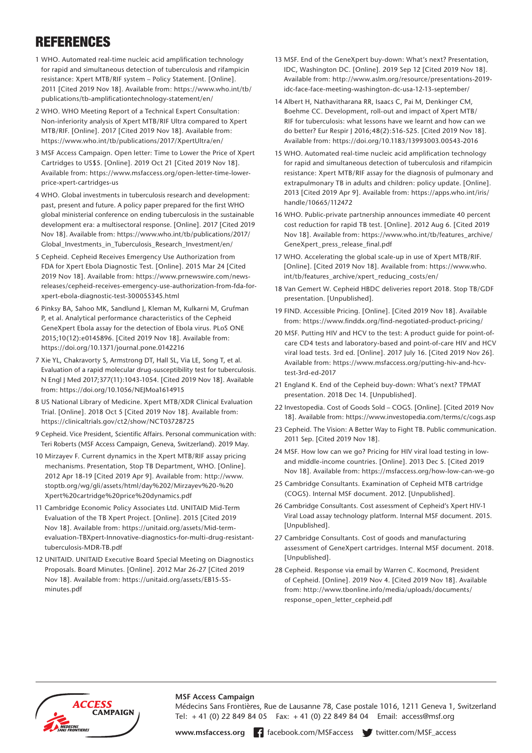# REFERENCES

1 WHO. Automated real-time nucleic acid amplification technology for rapid and simultaneous detection of tuberculosis and rifampicin resistance: Xpert MTB/RIF system – Policy Statement. [Online]. 2011 [Cited 2019 Nov 18]. Available from: https://www.who.int/tb/publications/tb-amplificationtechnology-statement/en/

2 WHO. WHO Meeting Report of a Technical Expert Consultation: Non-inferiority analysis of Xpert MTB/RIF Ultra compared to Xpert MTB/RIF. [Online]. 2017 [Cited 2019 Nov 18]. Available from: https://www.who.int/tb/publications/2017/XpertUltra/en/

3 MSF Access Campaign. Open letter: Time to Lower the Price of Xpert Cartridges to US$5. [Online]. 2019 Oct 21 [Cited 2019 Nov 18]. Available from: https://www.msfaccess.org/open-letter-time-lower-price-xpert-cartridges-us

4 WHO. Global investments in tuberculosis research and development: past, present and future. A policy paper prepared for the first WHO global ministerial conference on ending tuberculosis in the sustainable development era: a multisectoral response. [Online]. 2017 [Cited 2019 Nov 18]. Available from: https://www.who.int/tb/publications/2017/Global_Investments_in_Tuberculosis_Research_Investment/en/

5 Cepheid. Cepheid Receives Emergency Use Authorization from FDA for Xpert Ebola Diagnostic Test. [Online]. 2015 Mar 24 [Cited 2019 Nov 18]. Available from: https://www.prnewswire.com/news-releases/cepheid-receives-emergency-use-authorization-from-fda-for-xpert-ebola-diagnostic-test-300055345.html

6 Pinksy BA, Sahoo MK, Sandlund J, Kleman M, Kulkarni M, Grufman P, et al. Analytical performance characteristics of the Cepheid GeneXpert Ebola assay for the detection of Ebola virus. PLoS ONE 2015;10(12):e0145896. [Cited 2019 Nov 18]. Available from: https://doi.org/10.1371/journal.pone.0142216

7 Xie YL, Chakravorty S, Armstrong DT, Hall SL, Via LE, Song T, et al. Evaluation of a rapid molecular drug-susceptibility test for tuberculosis. N Engl J Med 2017;377(11):1043-1054. [Cited 2019 Nov 18]. Available from: https://doi.org/10.1056/NEJMoa1614915

8 US National Library of Medicine. Xpert MTB/XDR Clinical Evaluation Trial. [Online]. 2018 Oct 5 [Cited 2019 Nov 18]. Available from: https://clinicaltrials.gov/ct2/show/NCT03728725

9 Cepheid. Vice President, Scientific Affairs. Personal communication with: Teri Roberts (MSF Access Campaign, Geneva, Switzerland). 2019 May.

10 Mirzayev F. Current dynamics in the Xpert MTB/RIF assay pricing mechanisms. Presentation, Stop TB Department, WHO. [Online]. 2012 Apr 18-19 [Cited 2019 Apr 9]. Available from: http://www.stoptb.org/wg/gli/assets/html/day%202/Mirzayev%20-%20Xpert%20cartridge%20price%20dynamics.pdf

11 Cambridge Economic Policy Associates Ltd. UNITAID Mid-Term Evaluation of the TB Xpert Project. [Online]. 2015 [Cited 2019 Nov 18]. Available from: https://unitaid.org/assets/Mid-term-evaluation-TBXpert-Innovative-diagnostics-for-multi-drug-resistant-tuberculosis-MDR-TB.pdf

12 UNITAID. UNITAID Executive Board Special Meeting on Diagnostics Proposals. Board Minutes. [Online]. 2012 Mar 26-27 [Cited 2019 Nov 18]. Available from: https://unitaid.org/assets/EB15-SS-minutes.pdf

13 MSF. End of the GeneXpert buy-down: What's next? Presentation, IDC, Washington DC. [Online]. 2019 Sep 12 [Cited 2019 Nov 18]. Available from: http://www.aslm.org/resource/presentations-2019-idc-face-face-meeting-washington-dc-usa-12-13-september/

14 Albert H, Nathavitharana RR, Isaacs C, Pai M, Denkinger CM, Boehme CC. Development, roll-out and impact of Xpert MTB/RIF for tuberculosis: what lessons have we learnt and how can we do better? Eur Respir J 2016;48(2):516-525. [Cited 2019 Nov 18]. Available from: https://doi.org/10.1183/13993003.00543-2016

15 WHO. Automated real-time nucleic acid amplification technology for rapid and simultaneous detection of tuberculosis and rifampicin resistance: Xpert MTB/RIF assay for the diagnosis of pulmonary and extrapulmonary TB in adults and children: policy update. [Online]. 2013 [Cited 2019 Apr 9]. Available from: https://apps.who.int/iris/handle/10665/112472

16 WHO. Public-private partnership announces immediate 40 percent cost reduction for rapid TB test. [Online]. 2012 Aug 6. [Cited 2019 Nov 18]. Available from: https://www.who.int/tb/features_archive/GeneXpert_press_release_final.pdf

17 WHO. Accelerating the global scale-up in use of Xpert MTB/RIF. [Online]. [Cited 2019 Nov 18]. Available from: https://www.who.int/tb/features_archive/xpert_reducing_costs/en/

18 Van Gemert W. Cepheid HBDC deliveries report 2018. Stop TB/GDF presentation. [Unpublished].

19 FIND. Accessible Pricing. [Online]. [Cited 2019 Nov 18]. Available from: https://www.finddx.org/find-negotiated-product-pricing/

20 MSF. Putting HIV and HCV to the test: A product guide for point-of-care CD4 tests and laboratory-based and point-of-care HIV and HCV viral load tests. 3rd ed. [Online]. 2017 July 16. [Cited 2019 Nov 26]. Available from: https://www.msfaccess.org/putting-hiv-and-hcv-test-3rd-ed-2017

21 England K. End of the Cepheid buy-down: What's next? TPMAT presentation. 2018 Dec 14. [Unpublished].

22 Investopedia. Cost of Goods Sold – COGS. [Online]. [Cited 2019 Nov 18]. Available from: https://www.investopedia.com/terms/c/cogs.asp

23 Cepheid. The Vision: A Better Way to Fight TB. Public communication. 2011 Sep. [Cited 2019 Nov 18].

24 MSF. How low can we go? Pricing for HIV viral load testing in low- and middle-income countries. [Online]. 2013 Dec 5. [Cited 2019 Nov 18]. Available from: https://msfaccess.org/how-low-can-we-go

25 Cambridge Consultants. Examination of Cepheid MTB cartridge (COGS). Internal MSF document. 2012. [Unpublished].

26 Cambridge Consultants. Cost assessment of Cepheid's Xpert HIV-1 Viral Load assay technology platform. Internal MSF document. 2015. [Unpublished].

27 Cambridge Consultants. Cost of goods and manufacturing assessment of GeneXpert cartridges. Internal MSF document. 2018. [Unpublished].

28 Cepheid. Response via email by Warren C. Kocmond, President of Cepheid. [Online]. 2019 Nov 4. [Cited 2019 Nov 18]. Available from: http://www.tbonline.info/media/uploads/documents/response_open_letter_cepheid.pdf

**MSF Access Campaign**
Médecins Sans Frontières, Rue de Lausanne 78, Case postale 1016, 1211 Geneva 1, Switzerland
Tel: + 41 (0) 22 849 84 05 Fax: + 41 (0) 22 849 84 04 Email: access@msf.org

**www.msfaccess.org** facebook.com/MSFaccess twitter.com/MSF_access